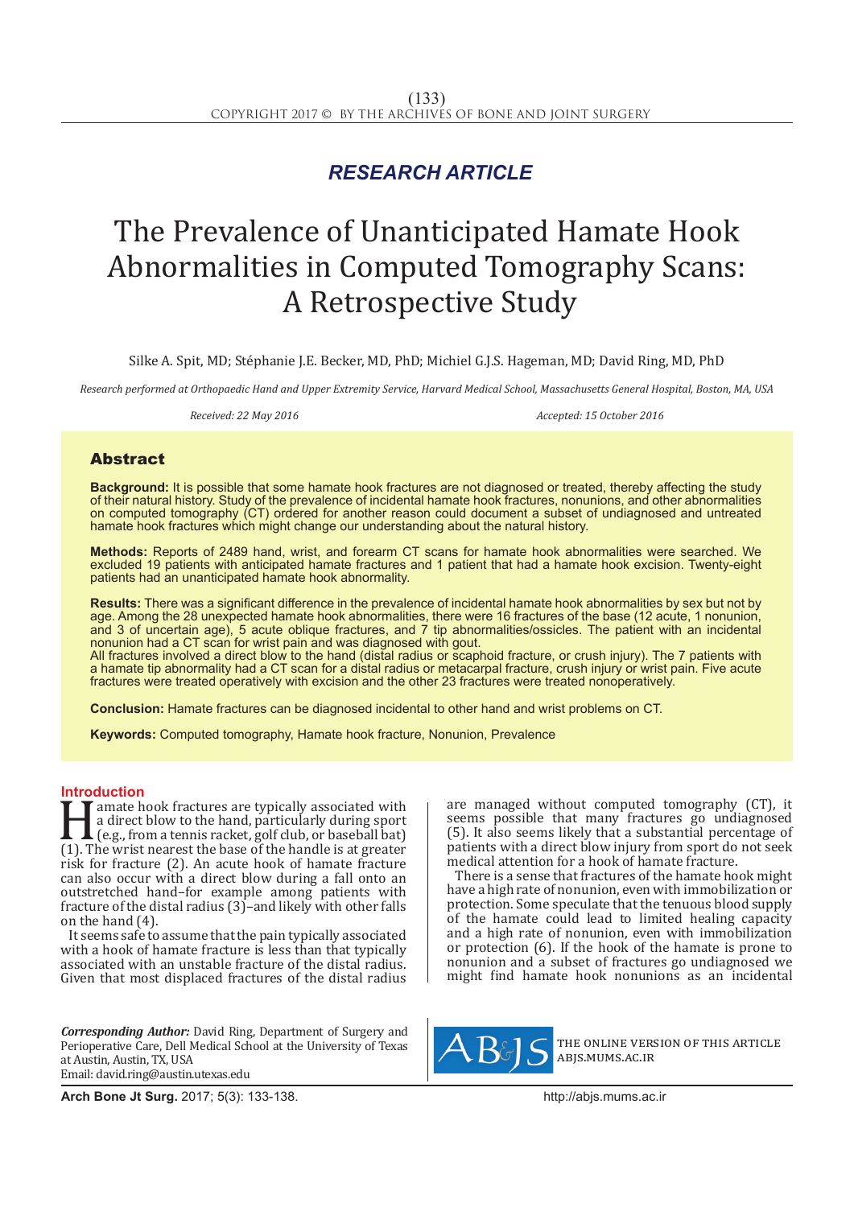*RESEARCH ARTICLE*

# The Prevalence of Unanticipated Hamate Hook Abnormalities in Computed Tomography Scans: A Retrospective Study

Silke A. Spit, MD; Stéphanie J.E. Becker, MD, PhD; Michiel G.J.S. Hageman, MD; David Ring, MD, PhD

*Research performed at Orthopaedic Hand and Upper Extremity Service, Harvard Medical School, Massachusetts General Hospital, Boston, MA, USA*

*Received: 22 May 2016* *Accepted: 15 October 2016*

## Abstract

**Background:** It is possible that some hamate hook fractures are not diagnosed or treated, thereby affecting the study of their natural history. Study of the prevalence of incidental hamate hook fractures, nonunions, and other abnormalities on computed tomography (CT) ordered for another reason could document a subset of undiagnosed and untreated hamate hook fractures which might change our understanding about the natural history.

**Methods:** Reports of 2489 hand, wrist, and forearm CT scans for hamate hook abnormalities were searched. We excluded 19 patients with anticipated hamate fractures and 1 patient that had a hamate hook excision. Twenty-eight patients had an unanticipated hamate hook abnormality.

**Results:** There was a significant difference in the prevalence of incidental hamate hook abnormalities by sex but not by age. Among the 28 unexpected hamate hook abnormalities, there were 16 fractures of the base (12 acute, 1 nonunion, and 3 of uncertain age), 5 acute oblique fractures, and 7 tip abnormalities/ossicles. The patient with an incidental nonunion had a CT scan for wrist pain and was diagnosed with gout.
All fractures involved a direct blow to the hand (distal radius or scaphoid fracture, or crush injury). The 7 patients with a hamate tip abnormality had a CT scan for a distal radius or metacarpal fracture, crush injury or wrist pain. Five acute fractures were treated operatively with excision and the other 23 fractures were treated nonoperatively.

**Conclusion:** Hamate fractures can be diagnosed incidental to other hand and wrist problems on CT.

**Keywords:** Computed tomography, Hamate hook fracture, Nonunion, Prevalence

## Introduction

Hamate hook fractures are typically associated with a direct blow to the hand, particularly during sport (e.g., from a tennis racket, golf club, or baseball bat) (1). The wrist nearest the base of the handle is at greater risk for fracture (2). An acute hook of hamate fracture can also occur with a direct blow during a fall onto an outstretched hand–for example among patients with fracture of the distal radius (3)–and likely with other falls on the hand (4).

It seems safe to assume that the pain typically associated with a hook of hamate fracture is less than that typically associated with an unstable fracture of the distal radius. Given that most displaced fractures of the distal radius are managed without computed tomography (CT), it seems possible that many fractures go undiagnosed (5). It also seems likely that a substantial percentage of patients with a direct blow injury from sport do not seek medical attention for a hook of hamate fracture.

There is a sense that fractures of the hamate hook might have a high rate of nonunion, even with immobilization or protection. Some speculate that the tenuous blood supply of the hamate could lead to limited healing capacity and a high rate of nonunion, even with immobilization or protection (6). If the hook of the hamate is prone to nonunion and a subset of fractures go undiagnosed we might find hamate hook nonunions as an incidental

*Corresponding Author:* David Ring, Department of Surgery and Perioperative Care, Dell Medical School at the University of Texas at Austin, Austin, TX, USA
Email: david.ring@austin.utexas.edu

THE ONLINE VERSION OF THIS ARTICLE ABJS.MUMS.AC.IR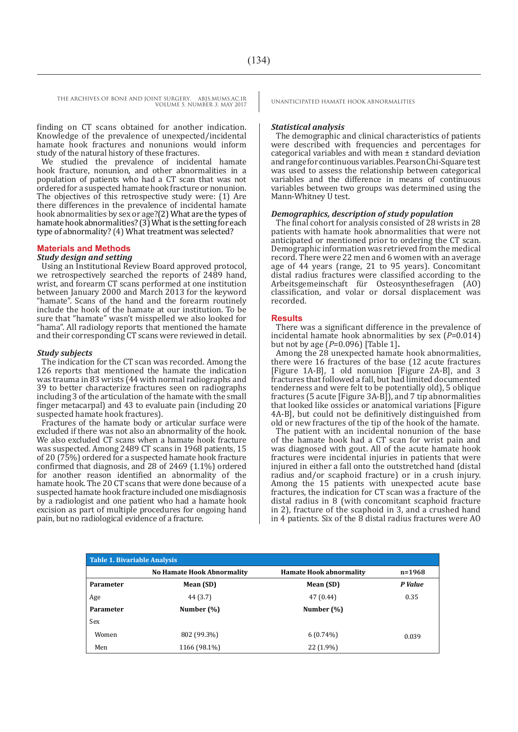finding on CT scans obtained for another indication. Knowledge of the prevalence of unexpected/incidental hamate hook fractures and nonunions would inform study of the natural history of these fractures.

We studied the prevalence of incidental hamate hook fracture, nonunion, and other abnormalities in a population of patients who had a CT scan that was not ordered for a suspected hamate hook fracture or nonunion. The objectives of this retrospective study were: (1) Are there differences in the prevalence of incidental hamate hook abnormalities by sex or age?(2) What are the types of hamate hook abnormalities? (3) What is the setting for each type of abnormality? (4) What treatment was selected?

## Materials and Methods

### *Study design and setting*

Using an Institutional Review Board approved protocol, we retrospectively searched the reports of 2489 hand, wrist, and forearm CT scans performed at one institution between January 2000 and March 2013 for the keyword "hamate". Scans of the hand and the forearm routinely include the hook of the hamate at our institution. To be sure that "hamate" wasn't misspelled we also looked for "hama". All radiology reports that mentioned the hamate and their corresponding CT scans were reviewed in detail.

### *Study subjects*

The indication for the CT scan was recorded. Among the 126 reports that mentioned the hamate the indication was trauma in 83 wrists (44 with normal radiographs and 39 to better characterize fractures seen on radiographs including 3 of the articulation of the hamate with the small finger metacarpal) and 43 to evaluate pain (including 20 suspected hamate hook fractures).

Fractures of the hamate body or articular surface were excluded if there was not also an abnormality of the hook. We also excluded CT scans when a hamate hook fracture was suspected. Among 2489 CT scans in 1968 patients, 15 of 20 (75%) ordered for a suspected hamate hook fracture confirmed that diagnosis, and 28 of 2469 (1.1%) ordered for another reason identified an abnormality of the hamate hook. The 20 CT scans that were done because of a suspected hamate hook fracture included one misdiagnosis by a radiologist and one patient who had a hamate hook excision as part of multiple procedures for ongoing hand pain, but no radiological evidence of a fracture.

### *Statistical analysis*

The demographic and clinical characteristics of patients were described with frequencies and percentages for categorical variables and with mean ± standard deviation and range for continuous variables. Pearson Chi-Square test was used to assess the relationship between categorical variables and the difference in means of continuous variables between two groups was determined using the Mann-Whitney U test.

### *Demographics, description of study population*

The final cohort for analysis consisted of 28 wrists in 28 patients with hamate hook abnormalities that were not anticipated or mentioned prior to ordering the CT scan. Demographic information was retrieved from the medical record. There were 22 men and 6 women with an average age of 44 years (range, 21 to 95 years). Concomitant distal radius fractures were classified according to the Arbeitsgemeinschaft für Osteosynthesefragen (AO) classification, and volar or dorsal displacement was recorded.

## Results

There was a significant difference in the prevalence of incidental hamate hook abnormalities by sex (*P*=0.014) but not by age (*P*=0.096) [Table 1].

Among the 28 unexpected hamate hook abnormalities, there were 16 fractures of the base (12 acute fractures [Figure 1A-B], 1 old nonunion [Figure 2A-B], and 3 fractures that followed a fall, but had limited documented tenderness and were felt to be potentially old), 5 oblique fractures (5 acute [Figure 3A-B]), and 7 tip abnormalities that looked like ossicles or anatomical variations [Figure 4A-B], but could not be definitively distinguished from old or new fractures of the tip of the hook of the hamate.

The patient with an incidental nonunion of the base of the hamate hook had a CT scan for wrist pain and was diagnosed with gout. All of the acute hamate hook fractures were incidental injuries in patients that were injured in either a fall onto the outstretched hand (distal radius and/or scaphoid fracture) or in a crush injury. Among the 15 patients with unexpected acute base fractures, the indication for CT scan was a fracture of the distal radius in 8 (with concomitant scaphoid fracture in 2), fracture of the scaphoid in 3, and a crushed hand in 4 patients. Six of the 8 distal radius fractures were AO

**Table 1. Bivariable Analysis**

| | No Hamate Hook Abnormality | Hamate Hook abnormality | n=1968 |
|---|---|---|---|
| **Parameter** | **Mean (SD)** | **Mean (SD)** | ***P Value*** |
| Age | 44 (3.7) | 47 (0.44) | 0.35 |
| **Parameter** | **Number (%)** | **Number (%)** | |
| Sex | | | |
| Women | 802 (99.3%) | 6 (0.74%) | 0.039 |
| Men | 1166 (98.1%) | 22 (1.9%) | |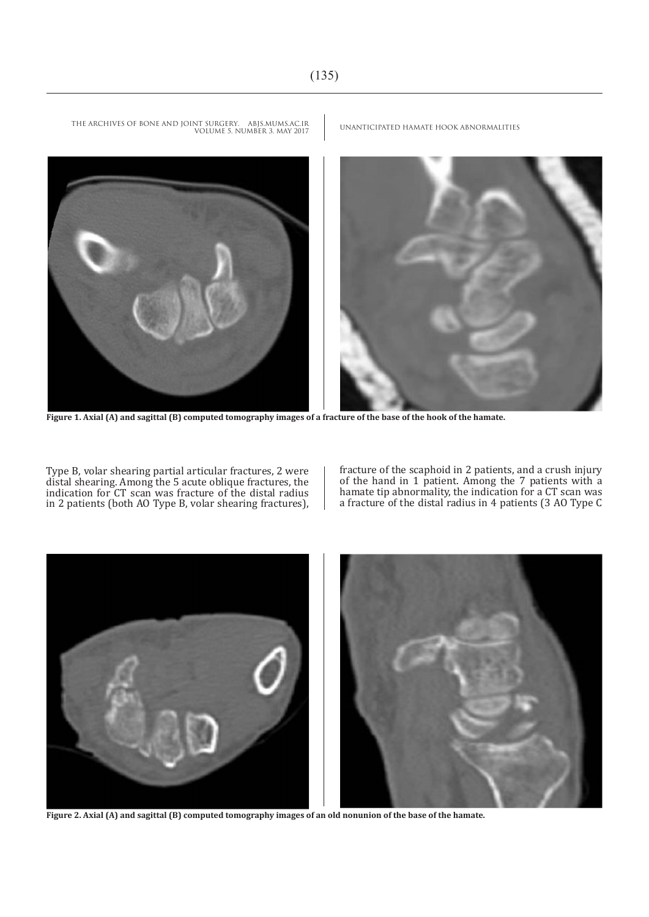Figure 1. Axial (A) and sagittal (B) computed tomography images of a fracture of the base of the hook of the hamate.

Type B, volar shearing partial articular fractures, 2 were distal shearing. Among the 5 acute oblique fractures, the indication for CT scan was fracture of the distal radius in 2 patients (both AO Type B, volar shearing fractures), fracture of the scaphoid in 2 patients, and a crush injury of the hand in 1 patient. Among the 7 patients with a hamate tip abnormality, the indication for a CT scan was a fracture of the distal radius in 4 patients (3 AO Type C

Figure 2. Axial (A) and sagittal (B) computed tomography images of an old nonunion of the base of the hamate.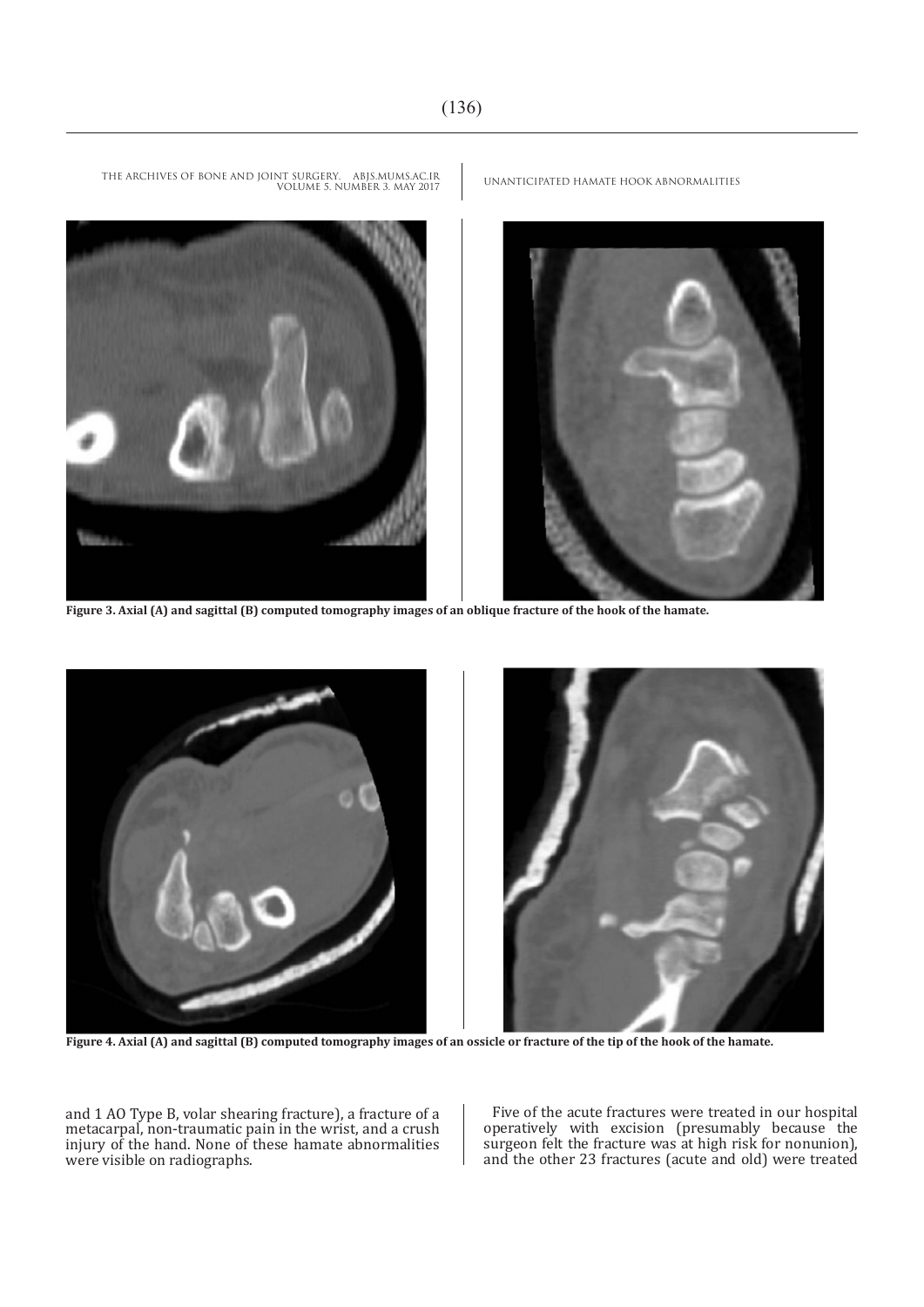**Figure 3. Axial (A) and sagittal (B) computed tomography images of an oblique fracture of the hook of the hamate.**

**Figure 4. Axial (A) and sagittal (B) computed tomography images of an ossicle or fracture of the tip of the hook of the hamate.**

and 1 AO Type B, volar shearing fracture), a fracture of a metacarpal, non-traumatic pain in the wrist, and a crush injury of the hand. None of these hamate abnormalities were visible on radiographs.

Five of the acute fractures were treated in our hospital operatively with excision (presumably because the surgeon felt the fracture was at high risk for nonunion), and the other 23 fractures (acute and old) were treated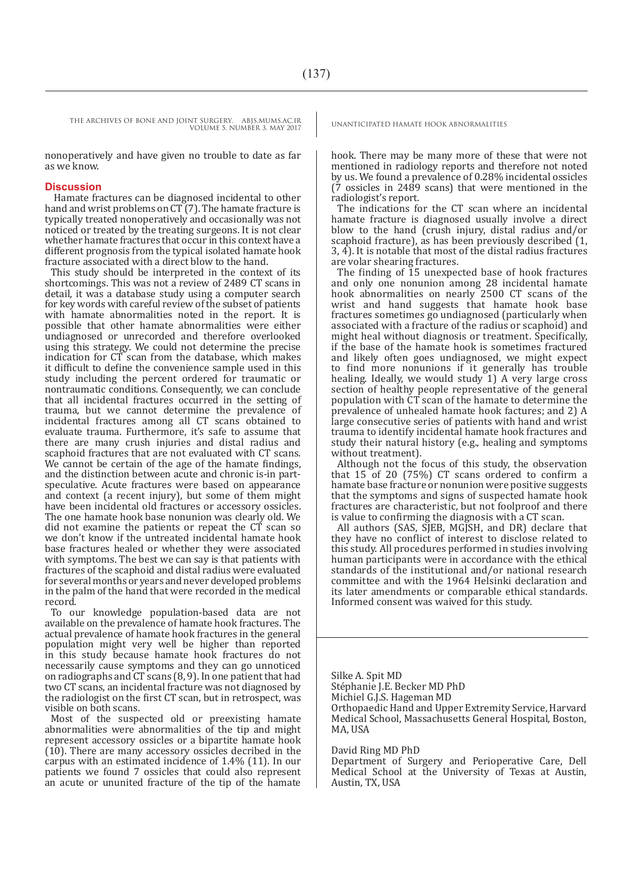nonoperatively and have given no trouble to date as far as we know.

## Discussion

Hamate fractures can be diagnosed incidental to other hand and wrist problems on CT (7). The hamate fracture is typically treated nonoperatively and occasionally was not noticed or treated by the treating surgeons. It is not clear whether hamate fractures that occur in this context have a different prognosis from the typical isolated hamate hook fracture associated with a direct blow to the hand.

This study should be interpreted in the context of its shortcomings. This was not a review of 2489 CT scans in detail, it was a database study using a computer search for key words with careful review of the subset of patients with hamate abnormalities noted in the report. It is possible that other hamate abnormalities were either undiagnosed or unrecorded and therefore overlooked using this strategy. We could not determine the precise indication for CT scan from the database, which makes it difficult to define the convenience sample used in this study including the percent ordered for traumatic or nontraumatic conditions. Consequently, we can conclude that all incidental fractures occurred in the setting of trauma, but we cannot determine the prevalence of incidental fractures among all CT scans obtained to evaluate trauma. Furthermore, it's safe to assume that there are many crush injuries and distal radius and scaphoid fractures that are not evaluated with CT scans. We cannot be certain of the age of the hamate findings, and the distinction between acute and chronic is-in part-speculative. Acute fractures were based on appearance and context (a recent injury), but some of them might have been incidental old fractures or accessory ossicles. The one hamate hook base nonunion was clearly old. We did not examine the patients or repeat the CT scan so we don't know if the untreated incidental hamate hook base fractures healed or whether they were associated with symptoms. The best we can say is that patients with fractures of the scaphoid and distal radius were evaluated for several months or years and never developed problems in the palm of the hand that were recorded in the medical record.

To our knowledge population-based data are not available on the prevalence of hamate hook fractures. The actual prevalence of hamate hook fractures in the general population might very well be higher than reported in this study because hamate hook fractures do not necessarily cause symptoms and they can go unnoticed on radiographs and CT scans (8, 9). In one patient that had two CT scans, an incidental fracture was not diagnosed by the radiologist on the first CT scan, but in retrospect, was visible on both scans.

Most of the suspected old or preexisting hamate abnormalities were abnormalities of the tip and might represent accessory ossicles or a bipartite hamate hook (10). There are many accessory ossicles decribed in the carpus with an estimated incidence of 1.4% (11). In our patients we found 7 ossicles that could also represent an acute or ununited fracture of the tip of the hamate hook. There may be many more of these that were not mentioned in radiology reports and therefore not noted by us. We found a prevalence of 0.28% incidental ossicles (7 ossicles in 2489 scans) that were mentioned in the radiologist's report.

The indications for the CT scan where an incidental hamate fracture is diagnosed usually involve a direct blow to the hand (crush injury, distal radius and/or scaphoid fracture), as has been previously described (1, 3, 4). It is notable that most of the distal radius fractures are volar shearing fractures.

The finding of 15 unexpected base of hook fractures and only one nonunion among 28 incidental hamate hook abnormalities on nearly 2500 CT scans of the wrist and hand suggests that hamate hook base fractures sometimes go undiagnosed (particularly when associated with a fracture of the radius or scaphoid) and might heal without diagnosis or treatment. Specifically, if the base of the hamate hook is sometimes fractured and likely often goes undiagnosed, we might expect to find more nonunions if it generally has trouble healing. Ideally, we would study 1) A very large cross section of healthy people representative of the general population with CT scan of the hamate to determine the prevalence of unhealed hamate hook factures; and 2) A large consecutive series of patients with hand and wrist trauma to identify incidental hamate hook fractures and study their natural history (e.g., healing and symptoms without treatment).

Although not the focus of this study, the observation that 15 of 20 (75%) CT scans ordered to confirm a hamate base fracture or nonunion were positive suggests that the symptoms and signs of suspected hamate hook fractures are characteristic, but not foolproof and there is value to confirming the diagnosis with a CT scan.

All authors (SAS, SJEB, MGJSH, and DR) declare that they have no conflict of interest to disclose related to this study. All procedures performed in studies involving human participants were in accordance with the ethical standards of the institutional and/or national research committee and with the 1964 Helsinki declaration and its later amendments or comparable ethical standards. Informed consent was waived for this study.

Silke A. Spit MD
Stéphanie J.E. Becker MD PhD
Michiel G.J.S. Hageman MD
Orthopaedic Hand and Upper Extremity Service, Harvard Medical School, Massachusetts General Hospital, Boston, MA, USA

David Ring MD PhD
Department of Surgery and Perioperative Care, Dell Medical School at the University of Texas at Austin, Austin, TX, USA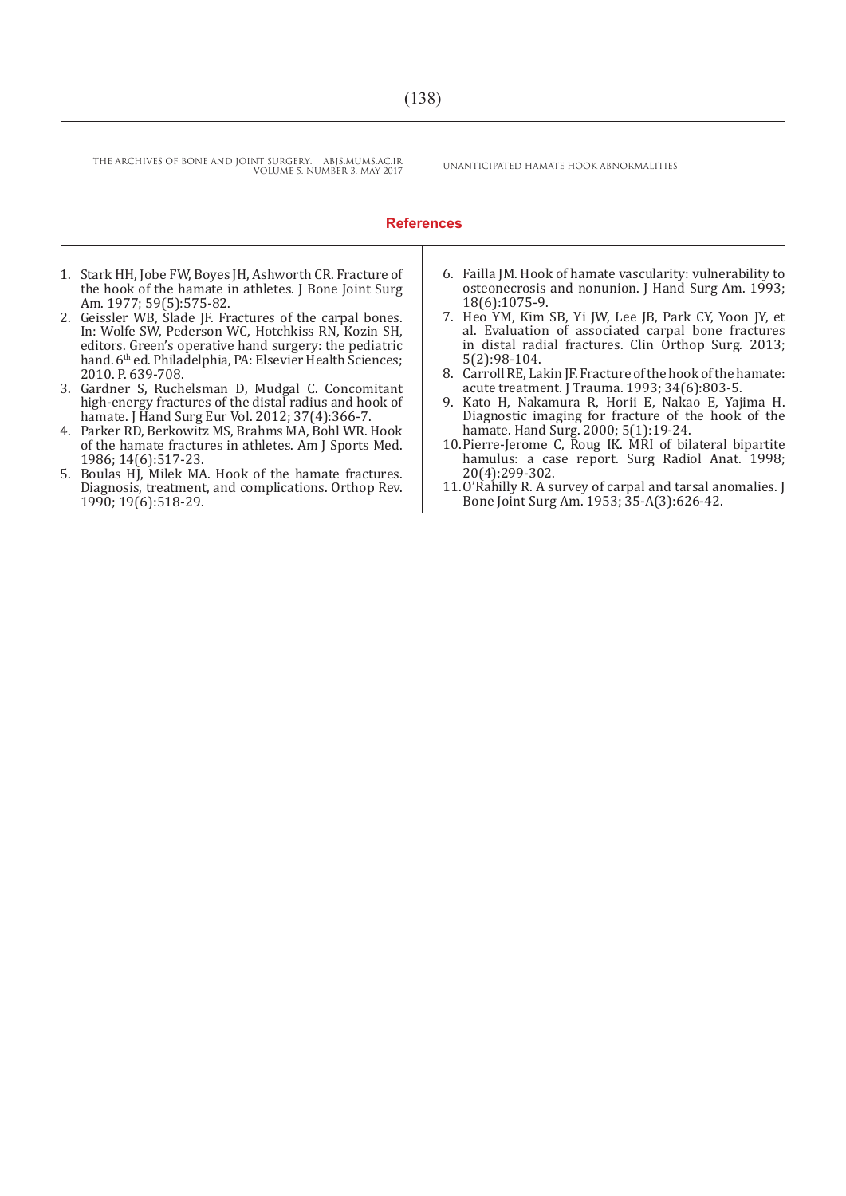## References

1. Stark HH, Jobe FW, Boyes JH, Ashworth CR. Fracture of the hook of the hamate in athletes. J Bone Joint Surg Am. 1977; 59(5):575-82.
2. Geissler WB, Slade JF. Fractures of the carpal bones. In: Wolfe SW, Pederson WC, Hotchkiss RN, Kozin SH, editors. Green's operative hand surgery: the pediatric hand. 6th ed. Philadelphia, PA: Elsevier Health Sciences; 2010. P. 639-708.
3. Gardner S, Ruchelsman D, Mudgal C. Concomitant high-energy fractures of the distal radius and hook of hamate. J Hand Surg Eur Vol. 2012; 37(4):366-7.
4. Parker RD, Berkowitz MS, Brahms MA, Bohl WR. Hook of the hamate fractures in athletes. Am J Sports Med. 1986; 14(6):517-23.
5. Boulas HJ, Milek MA. Hook of the hamate fractures. Diagnosis, treatment, and complications. Orthop Rev. 1990; 19(6):518-29.
6. Failla JM. Hook of hamate vascularity: vulnerability to osteonecrosis and nonunion. J Hand Surg Am. 1993; 18(6):1075-9.
7. Heo YM, Kim SB, Yi JW, Lee JB, Park CY, Yoon JY, et al. Evaluation of associated carpal bone fractures in distal radial fractures. Clin Orthop Surg. 2013; 5(2):98-104.
8. Carroll RE, Lakin JF. Fracture of the hook of the hamate: acute treatment. J Trauma. 1993; 34(6):803-5.
9. Kato H, Nakamura R, Horii E, Nakao E, Yajima H. Diagnostic imaging for fracture of the hook of the hamate. Hand Surg. 2000; 5(1):19-24.
10. Pierre-Jerome C, Roug IK. MRI of bilateral bipartite hamulus: a case report. Surg Radiol Anat. 1998; 20(4):299-302.
11. O'Rahilly R. A survey of carpal and tarsal anomalies. J Bone Joint Surg Am. 1953; 35-A(3):626-42.